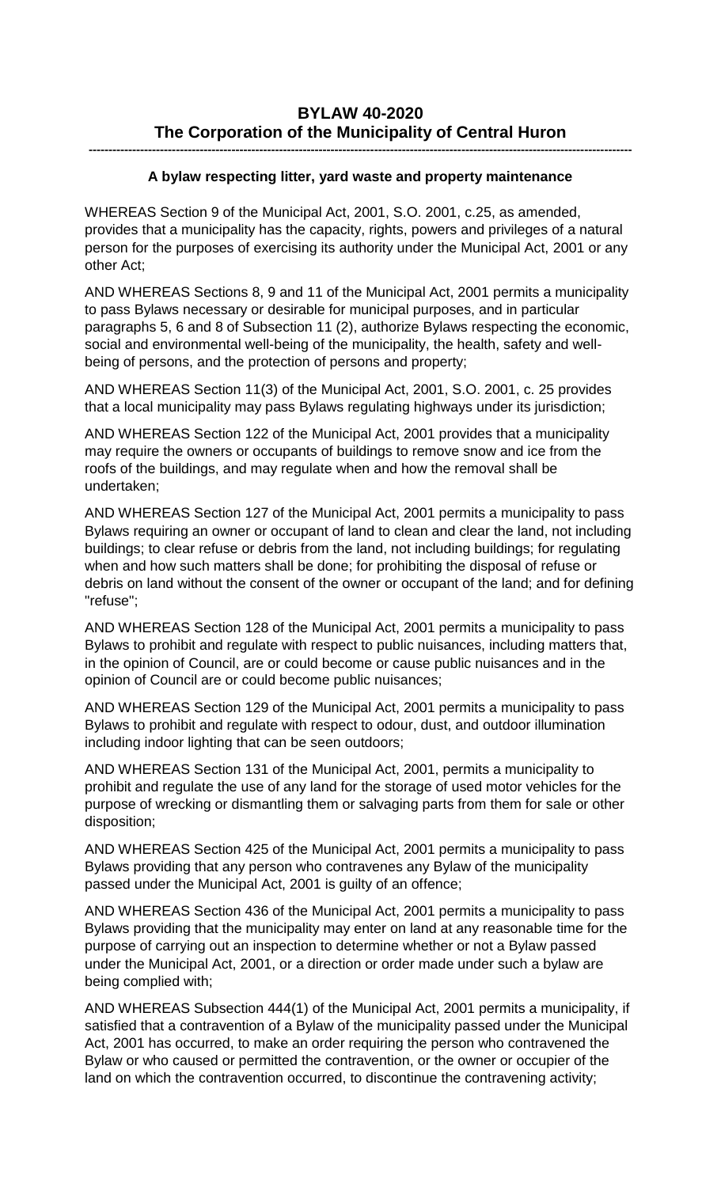# BYLAW 40-2020
# The Corporation of the Municipality of Central Huron

---

**A bylaw respecting litter, yard waste and property maintenance**

WHEREAS Section 9 of the Municipal Act, 2001, S.O. 2001, c.25, as amended, provides that a municipality has the capacity, rights, powers and privileges of a natural person for the purposes of exercising its authority under the Municipal Act, 2001 or any other Act;

AND WHEREAS Sections 8, 9 and 11 of the Municipal Act, 2001 permits a municipality to pass Bylaws necessary or desirable for municipal purposes, and in particular paragraphs 5, 6 and 8 of Subsection 11 (2), authorize Bylaws respecting the economic, social and environmental well-being of the municipality, the health, safety and well-being of persons, and the protection of persons and property;

AND WHEREAS Section 11(3) of the Municipal Act, 2001, S.O. 2001, c. 25 provides that a local municipality may pass Bylaws regulating highways under its jurisdiction;

AND WHEREAS Section 122 of the Municipal Act, 2001 provides that a municipality may require the owners or occupants of buildings to remove snow and ice from the roofs of the buildings, and may regulate when and how the removal shall be undertaken;

AND WHEREAS Section 127 of the Municipal Act, 2001 permits a municipality to pass Bylaws requiring an owner or occupant of land to clean and clear the land, not including buildings; to clear refuse or debris from the land, not including buildings; for regulating when and how such matters shall be done; for prohibiting the disposal of refuse or debris on land without the consent of the owner or occupant of the land; and for defining "refuse";

AND WHEREAS Section 128 of the Municipal Act, 2001 permits a municipality to pass Bylaws to prohibit and regulate with respect to public nuisances, including matters that, in the opinion of Council, are or could become or cause public nuisances and in the opinion of Council are or could become public nuisances;

AND WHEREAS Section 129 of the Municipal Act, 2001 permits a municipality to pass Bylaws to prohibit and regulate with respect to odour, dust, and outdoor illumination including indoor lighting that can be seen outdoors;

AND WHEREAS Section 131 of the Municipal Act, 2001, permits a municipality to prohibit and regulate the use of any land for the storage of used motor vehicles for the purpose of wrecking or dismantling them or salvaging parts from them for sale or other disposition;

AND WHEREAS Section 425 of the Municipal Act, 2001 permits a municipality to pass Bylaws providing that any person who contravenes any Bylaw of the municipality passed under the Municipal Act, 2001 is guilty of an offence;

AND WHEREAS Section 436 of the Municipal Act, 2001 permits a municipality to pass Bylaws providing that the municipality may enter on land at any reasonable time for the purpose of carrying out an inspection to determine whether or not a Bylaw passed under the Municipal Act, 2001, or a direction or order made under such a bylaw are being complied with;

AND WHEREAS Subsection 444(1) of the Municipal Act, 2001 permits a municipality, if satisfied that a contravention of a Bylaw of the municipality passed under the Municipal Act, 2001 has occurred, to make an order requiring the person who contravened the Bylaw or who caused or permitted the contravention, or the owner or occupier of the land on which the contravention occurred, to discontinue the contravening activity;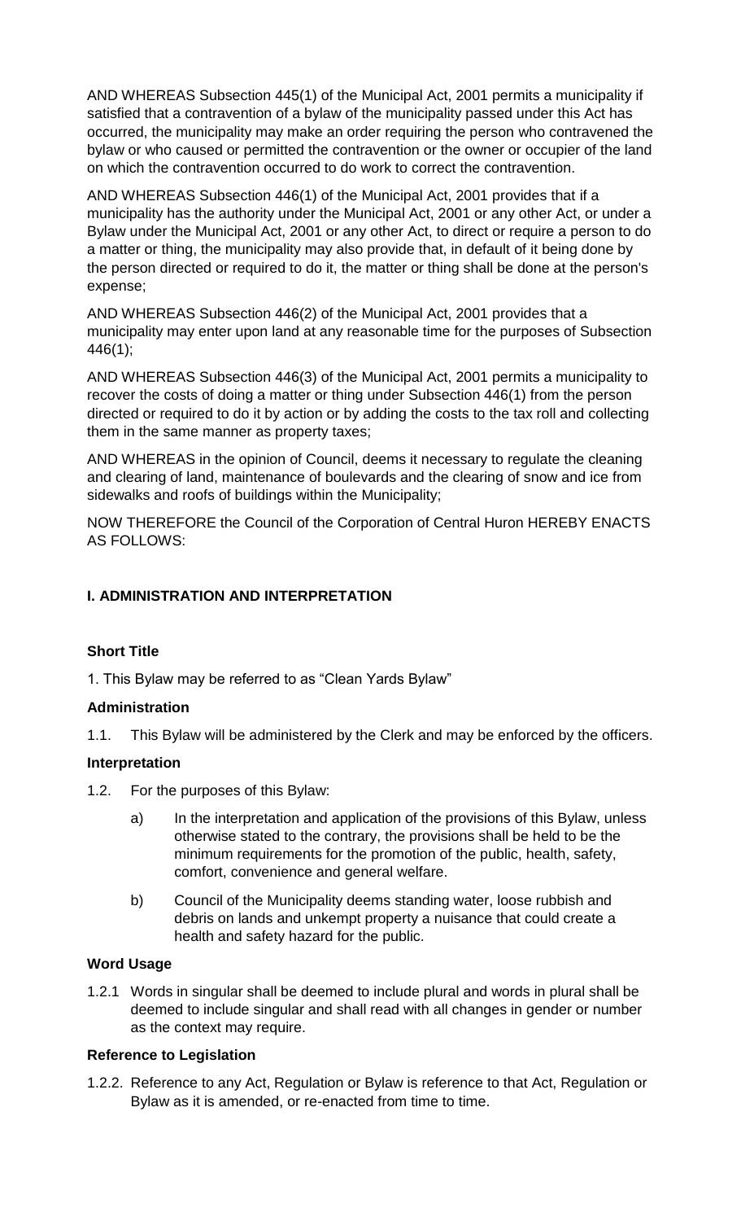AND WHEREAS Subsection 445(1) of the Municipal Act, 2001 permits a municipality if satisfied that a contravention of a bylaw of the municipality passed under this Act has occurred, the municipality may make an order requiring the person who contravened the bylaw or who caused or permitted the contravention or the owner or occupier of the land on which the contravention occurred to do work to correct the contravention.

AND WHEREAS Subsection 446(1) of the Municipal Act, 2001 provides that if a municipality has the authority under the Municipal Act, 2001 or any other Act, or under a Bylaw under the Municipal Act, 2001 or any other Act, to direct or require a person to do a matter or thing, the municipality may also provide that, in default of it being done by the person directed or required to do it, the matter or thing shall be done at the person's expense;

AND WHEREAS Subsection 446(2) of the Municipal Act, 2001 provides that a municipality may enter upon land at any reasonable time for the purposes of Subsection 446(1);

AND WHEREAS Subsection 446(3) of the Municipal Act, 2001 permits a municipality to recover the costs of doing a matter or thing under Subsection 446(1) from the person directed or required to do it by action or by adding the costs to the tax roll and collecting them in the same manner as property taxes;

AND WHEREAS in the opinion of Council, deems it necessary to regulate the cleaning and clearing of land, maintenance of boulevards and the clearing of snow and ice from sidewalks and roofs of buildings within the Municipality;

NOW THEREFORE the Council of the Corporation of Central Huron HEREBY ENACTS AS FOLLOWS:

## I. ADMINISTRATION AND INTERPRETATION

**Short Title**

1. This Bylaw may be referred to as "Clean Yards Bylaw"

**Administration**

1.1. This Bylaw will be administered by the Clerk and may be enforced by the officers.

**Interpretation**

1.2. For the purposes of this Bylaw:

a) In the interpretation and application of the provisions of this Bylaw, unless otherwise stated to the contrary, the provisions shall be held to be the minimum requirements for the promotion of the public, health, safety, comfort, convenience and general welfare.

b) Council of the Municipality deems standing water, loose rubbish and debris on lands and unkempt property a nuisance that could create a health and safety hazard for the public.

**Word Usage**

1.2.1 Words in singular shall be deemed to include plural and words in plural shall be deemed to include singular and shall read with all changes in gender or number as the context may require.

**Reference to Legislation**

1.2.2. Reference to any Act, Regulation or Bylaw is reference to that Act, Regulation or Bylaw as it is amended, or re-enacted from time to time.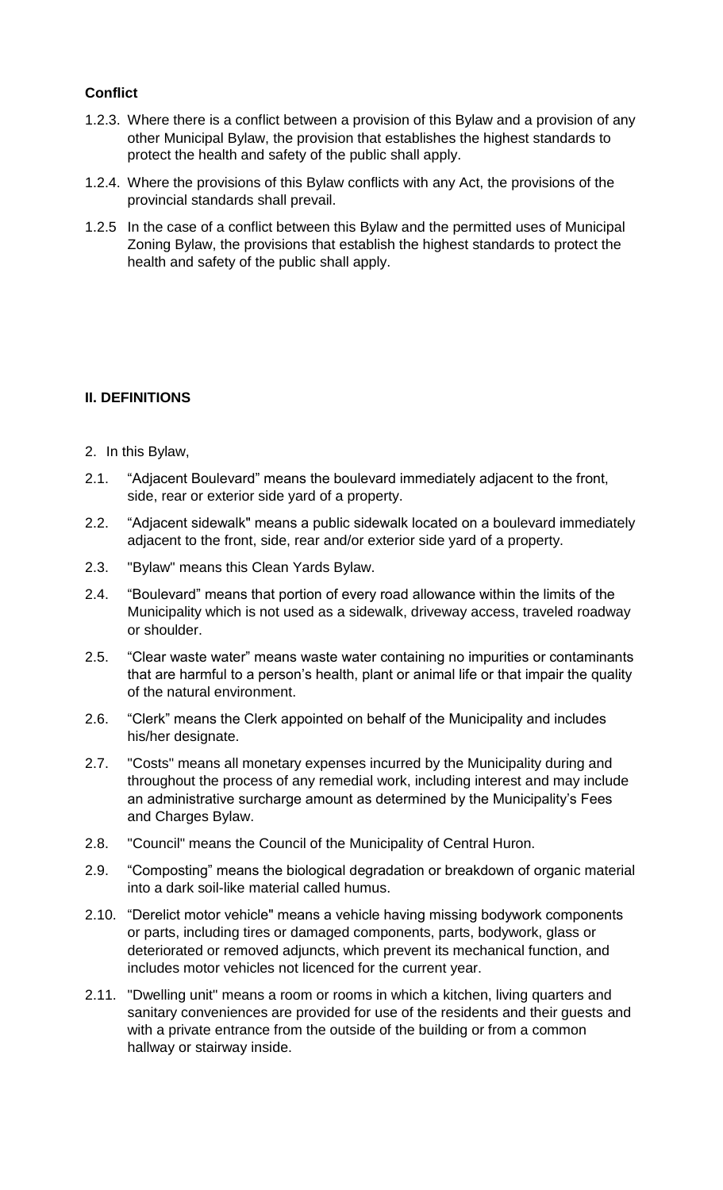**Conflict**

1.2.3. Where there is a conflict between a provision of this Bylaw and a provision of any other Municipal Bylaw, the provision that establishes the highest standards to protect the health and safety of the public shall apply.

1.2.4. Where the provisions of this Bylaw conflicts with any Act, the provisions of the provincial standards shall prevail.

1.2.5 In the case of a conflict between this Bylaw and the permitted uses of Municipal Zoning Bylaw, the provisions that establish the highest standards to protect the health and safety of the public shall apply.

**II. DEFINITIONS**

2. In this Bylaw,

2.1. “Adjacent Boulevard” means the boulevard immediately adjacent to the front, side, rear or exterior side yard of a property.

2.2. “Adjacent sidewalk" means a public sidewalk located on a boulevard immediately adjacent to the front, side, rear and/or exterior side yard of a property.

2.3. "Bylaw" means this Clean Yards Bylaw.

2.4. “Boulevard” means that portion of every road allowance within the limits of the Municipality which is not used as a sidewalk, driveway access, traveled roadway or shoulder.

2.5. “Clear waste water” means waste water containing no impurities or contaminants that are harmful to a person’s health, plant or animal life or that impair the quality of the natural environment.

2.6. “Clerk” means the Clerk appointed on behalf of the Municipality and includes his/her designate.

2.7. "Costs" means all monetary expenses incurred by the Municipality during and throughout the process of any remedial work, including interest and may include an administrative surcharge amount as determined by the Municipality’s Fees and Charges Bylaw.

2.8. "Council" means the Council of the Municipality of Central Huron.

2.9. “Composting” means the biological degradation or breakdown of organic material into a dark soil-like material called humus.

2.10. “Derelict motor vehicle" means a vehicle having missing bodywork components or parts, including tires or damaged components, parts, bodywork, glass or deteriorated or removed adjuncts, which prevent its mechanical function, and includes motor vehicles not licenced for the current year.

2.11. "Dwelling unit" means a room or rooms in which a kitchen, living quarters and sanitary conveniences are provided for use of the residents and their guests and with a private entrance from the outside of the building or from a common hallway or stairway inside.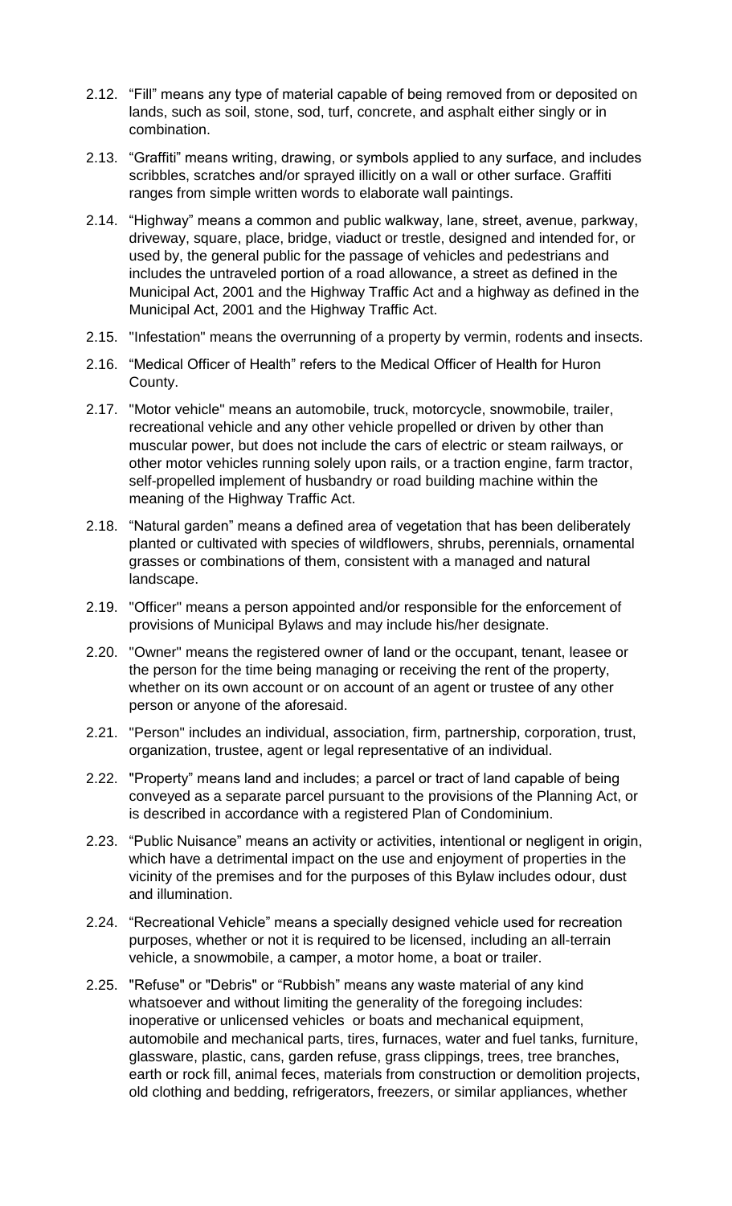2.12. "Fill" means any type of material capable of being removed from or deposited on lands, such as soil, stone, sod, turf, concrete, and asphalt either singly or in combination.

2.13. "Graffiti" means writing, drawing, or symbols applied to any surface, and includes scribbles, scratches and/or sprayed illicitly on a wall or other surface. Graffiti ranges from simple written words to elaborate wall paintings.

2.14. "Highway" means a common and public walkway, lane, street, avenue, parkway, driveway, square, place, bridge, viaduct or trestle, designed and intended for, or used by, the general public for the passage of vehicles and pedestrians and includes the untraveled portion of a road allowance, a street as defined in the Municipal Act, 2001 and the Highway Traffic Act and a highway as defined in the Municipal Act, 2001 and the Highway Traffic Act.

2.15. "Infestation" means the overrunning of a property by vermin, rodents and insects.

2.16. "Medical Officer of Health" refers to the Medical Officer of Health for Huron County.

2.17. "Motor vehicle" means an automobile, truck, motorcycle, snowmobile, trailer, recreational vehicle and any other vehicle propelled or driven by other than muscular power, but does not include the cars of electric or steam railways, or other motor vehicles running solely upon rails, or a traction engine, farm tractor, self-propelled implement of husbandry or road building machine within the meaning of the Highway Traffic Act.

2.18. "Natural garden" means a defined area of vegetation that has been deliberately planted or cultivated with species of wildflowers, shrubs, perennials, ornamental grasses or combinations of them, consistent with a managed and natural landscape.

2.19. "Officer" means a person appointed and/or responsible for the enforcement of provisions of Municipal Bylaws and may include his/her designate.

2.20. "Owner" means the registered owner of land or the occupant, tenant, leasee or the person for the time being managing or receiving the rent of the property, whether on its own account or on account of an agent or trustee of any other person or anyone of the aforesaid.

2.21. "Person" includes an individual, association, firm, partnership, corporation, trust, organization, trustee, agent or legal representative of an individual.

2.22. "Property" means land and includes; a parcel or tract of land capable of being conveyed as a separate parcel pursuant to the provisions of the Planning Act, or is described in accordance with a registered Plan of Condominium.

2.23. "Public Nuisance" means an activity or activities, intentional or negligent in origin, which have a detrimental impact on the use and enjoyment of properties in the vicinity of the premises and for the purposes of this Bylaw includes odour, dust and illumination.

2.24. "Recreational Vehicle" means a specially designed vehicle used for recreation purposes, whether or not it is required to be licensed, including an all-terrain vehicle, a snowmobile, a camper, a motor home, a boat or trailer.

2.25. "Refuse" or "Debris" or "Rubbish" means any waste material of any kind whatsoever and without limiting the generality of the foregoing includes: inoperative or unlicensed vehicles or boats and mechanical equipment, automobile and mechanical parts, tires, furnaces, water and fuel tanks, furniture, glassware, plastic, cans, garden refuse, grass clippings, trees, tree branches, earth or rock fill, animal feces, materials from construction or demolition projects, old clothing and bedding, refrigerators, freezers, or similar appliances, whether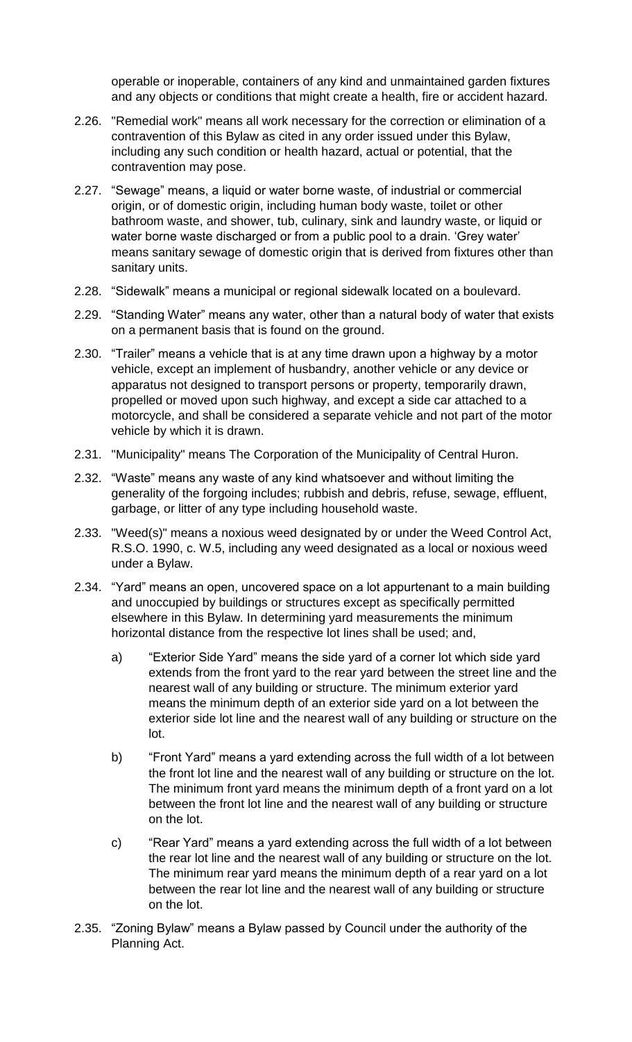operable or inoperable, containers of any kind and unmaintained garden fixtures and any objects or conditions that might create a health, fire or accident hazard.

2.26. "Remedial work" means all work necessary for the correction or elimination of a contravention of this Bylaw as cited in any order issued under this Bylaw, including any such condition or health hazard, actual or potential, that the contravention may pose.

2.27. "Sewage" means, a liquid or water borne waste, of industrial or commercial origin, or of domestic origin, including human body waste, toilet or other bathroom waste, and shower, tub, culinary, sink and laundry waste, or liquid or water borne waste discharged or from a public pool to a drain. 'Grey water' means sanitary sewage of domestic origin that is derived from fixtures other than sanitary units.

2.28. "Sidewalk" means a municipal or regional sidewalk located on a boulevard.

2.29. "Standing Water" means any water, other than a natural body of water that exists on a permanent basis that is found on the ground.

2.30. "Trailer" means a vehicle that is at any time drawn upon a highway by a motor vehicle, except an implement of husbandry, another vehicle or any device or apparatus not designed to transport persons or property, temporarily drawn, propelled or moved upon such highway, and except a side car attached to a motorcycle, and shall be considered a separate vehicle and not part of the motor vehicle by which it is drawn.

2.31. "Municipality" means The Corporation of the Municipality of Central Huron.

2.32. "Waste" means any waste of any kind whatsoever and without limiting the generality of the forgoing includes; rubbish and debris, refuse, sewage, effluent, garbage, or litter of any type including household waste.

2.33. "Weed(s)" means a noxious weed designated by or under the Weed Control Act, R.S.O. 1990, c. W.5, including any weed designated as a local or noxious weed under a Bylaw.

2.34. "Yard" means an open, uncovered space on a lot appurtenant to a main building and unoccupied by buildings or structures except as specifically permitted elsewhere in this Bylaw. In determining yard measurements the minimum horizontal distance from the respective lot lines shall be used; and,

a) "Exterior Side Yard" means the side yard of a corner lot which side yard extends from the front yard to the rear yard between the street line and the nearest wall of any building or structure. The minimum exterior yard means the minimum depth of an exterior side yard on a lot between the exterior side lot line and the nearest wall of any building or structure on the lot.

b) "Front Yard" means a yard extending across the full width of a lot between the front lot line and the nearest wall of any building or structure on the lot. The minimum front yard means the minimum depth of a front yard on a lot between the front lot line and the nearest wall of any building or structure on the lot.

c) "Rear Yard" means a yard extending across the full width of a lot between the rear lot line and the nearest wall of any building or structure on the lot. The minimum rear yard means the minimum depth of a rear yard on a lot between the rear lot line and the nearest wall of any building or structure on the lot.

2.35. "Zoning Bylaw" means a Bylaw passed by Council under the authority of the Planning Act.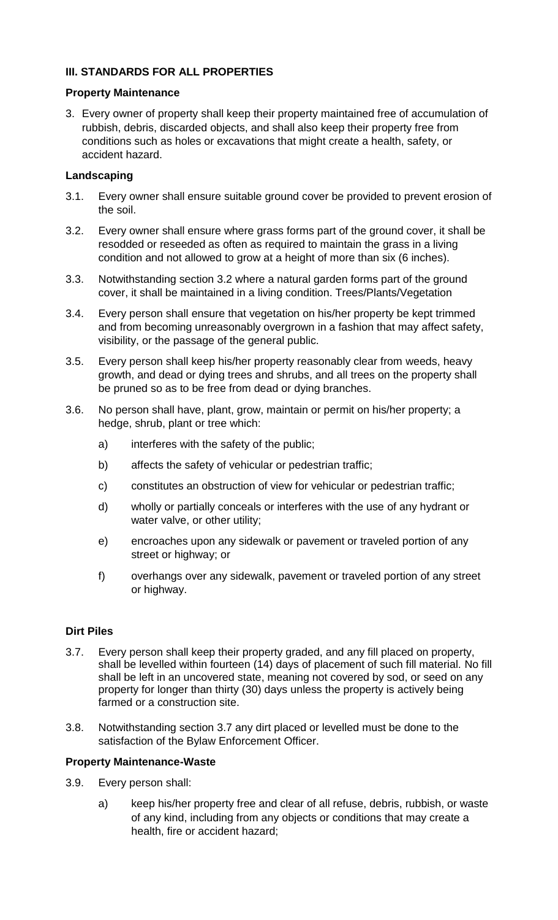### III. STANDARDS FOR ALL PROPERTIES

**Property Maintenance**

3. Every owner of property shall keep their property maintained free of accumulation of rubbish, debris, discarded objects, and shall also keep their property free from conditions such as holes or excavations that might create a health, safety, or accident hazard.

**Landscaping**

3.1. Every owner shall ensure suitable ground cover be provided to prevent erosion of the soil.

3.2. Every owner shall ensure where grass forms part of the ground cover, it shall be resodded or reseeded as often as required to maintain the grass in a living condition and not allowed to grow at a height of more than six (6 inches).

3.3. Notwithstanding section 3.2 where a natural garden forms part of the ground cover, it shall be maintained in a living condition. Trees/Plants/Vegetation

3.4. Every person shall ensure that vegetation on his/her property be kept trimmed and from becoming unreasonably overgrown in a fashion that may affect safety, visibility, or the passage of the general public.

3.5. Every person shall keep his/her property reasonably clear from weeds, heavy growth, and dead or dying trees and shrubs, and all trees on the property shall be pruned so as to be free from dead or dying branches.

3.6. No person shall have, plant, grow, maintain or permit on his/her property; a hedge, shrub, plant or tree which:

a) interferes with the safety of the public;

b) affects the safety of vehicular or pedestrian traffic;

c) constitutes an obstruction of view for vehicular or pedestrian traffic;

d) wholly or partially conceals or interferes with the use of any hydrant or water valve, or other utility;

e) encroaches upon any sidewalk or pavement or traveled portion of any street or highway; or

f) overhangs over any sidewalk, pavement or traveled portion of any street or highway.

**Dirt Piles**

3.7. Every person shall keep their property graded, and any fill placed on property, shall be levelled within fourteen (14) days of placement of such fill material. No fill shall be left in an uncovered state, meaning not covered by sod, or seed on any property for longer than thirty (30) days unless the property is actively being farmed or a construction site.

3.8. Notwithstanding section 3.7 any dirt placed or levelled must be done to the satisfaction of the Bylaw Enforcement Officer.

**Property Maintenance-Waste**

3.9. Every person shall:

a) keep his/her property free and clear of all refuse, debris, rubbish, or waste of any kind, including from any objects or conditions that may create a health, fire or accident hazard;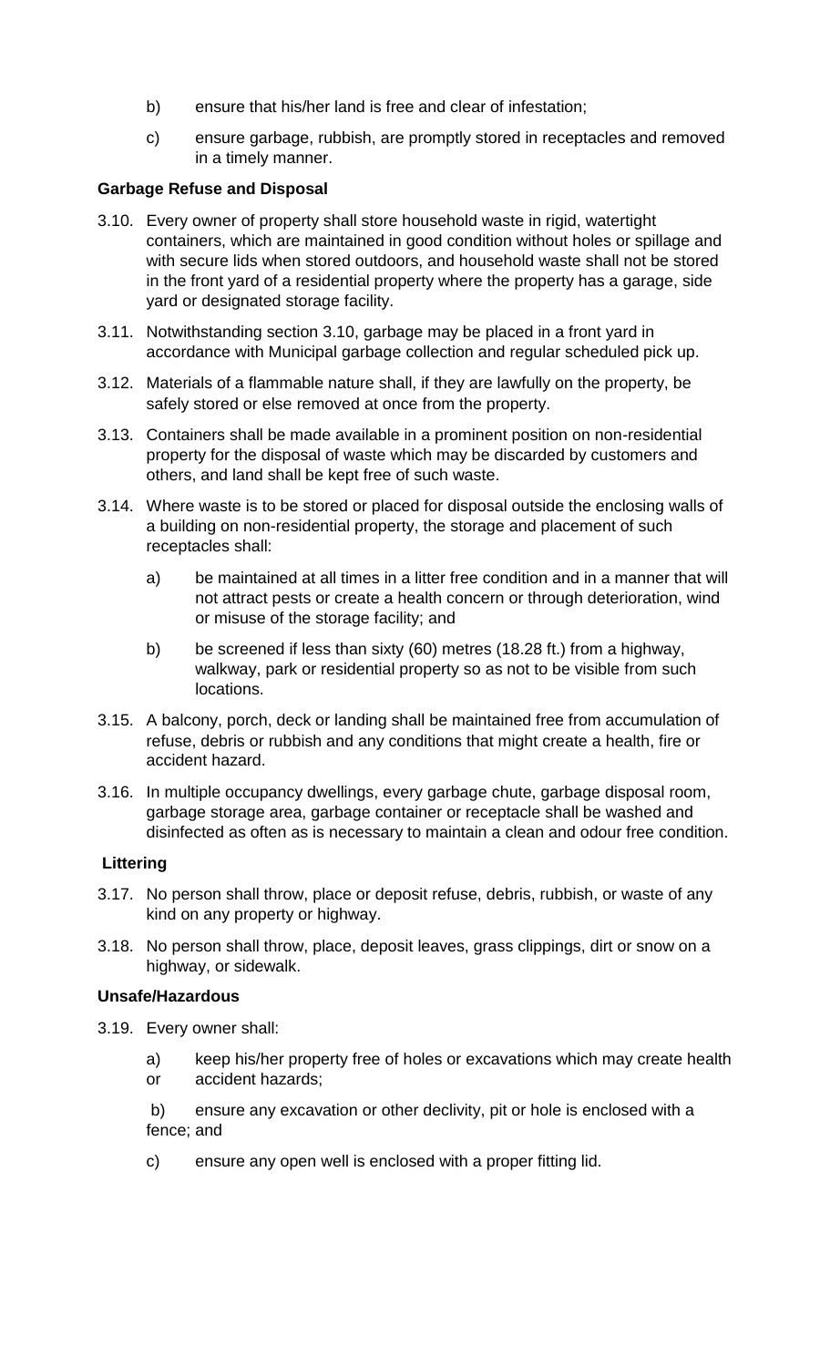b) ensure that his/her land is free and clear of infestation;

c) ensure garbage, rubbish, are promptly stored in receptacles and removed in a timely manner.

**Garbage Refuse and Disposal**

3.10. Every owner of property shall store household waste in rigid, watertight containers, which are maintained in good condition without holes or spillage and with secure lids when stored outdoors, and household waste shall not be stored in the front yard of a residential property where the property has a garage, side yard or designated storage facility.

3.11. Notwithstanding section 3.10, garbage may be placed in a front yard in accordance with Municipal garbage collection and regular scheduled pick up.

3.12. Materials of a flammable nature shall, if they are lawfully on the property, be safely stored or else removed at once from the property.

3.13. Containers shall be made available in a prominent position on non-residential property for the disposal of waste which may be discarded by customers and others, and land shall be kept free of such waste.

3.14. Where waste is to be stored or placed for disposal outside the enclosing walls of a building on non-residential property, the storage and placement of such receptacles shall:

a) be maintained at all times in a litter free condition and in a manner that will not attract pests or create a health concern or through deterioration, wind or misuse of the storage facility; and

b) be screened if less than sixty (60) metres (18.28 ft.) from a highway, walkway, park or residential property so as not to be visible from such locations.

3.15. A balcony, porch, deck or landing shall be maintained free from accumulation of refuse, debris or rubbish and any conditions that might create a health, fire or accident hazard.

3.16. In multiple occupancy dwellings, every garbage chute, garbage disposal room, garbage storage area, garbage container or receptacle shall be washed and disinfected as often as is necessary to maintain a clean and odour free condition.

**Littering**

3.17. No person shall throw, place or deposit refuse, debris, rubbish, or waste of any kind on any property or highway.

3.18. No person shall throw, place, deposit leaves, grass clippings, dirt or snow on a highway, or sidewalk.

**Unsafe/Hazardous**

3.19. Every owner shall:

a) keep his/her property free of holes or excavations which may create health or accident hazards;

b) ensure any excavation or other declivity, pit or hole is enclosed with a fence; and

c) ensure any open well is enclosed with a proper fitting lid.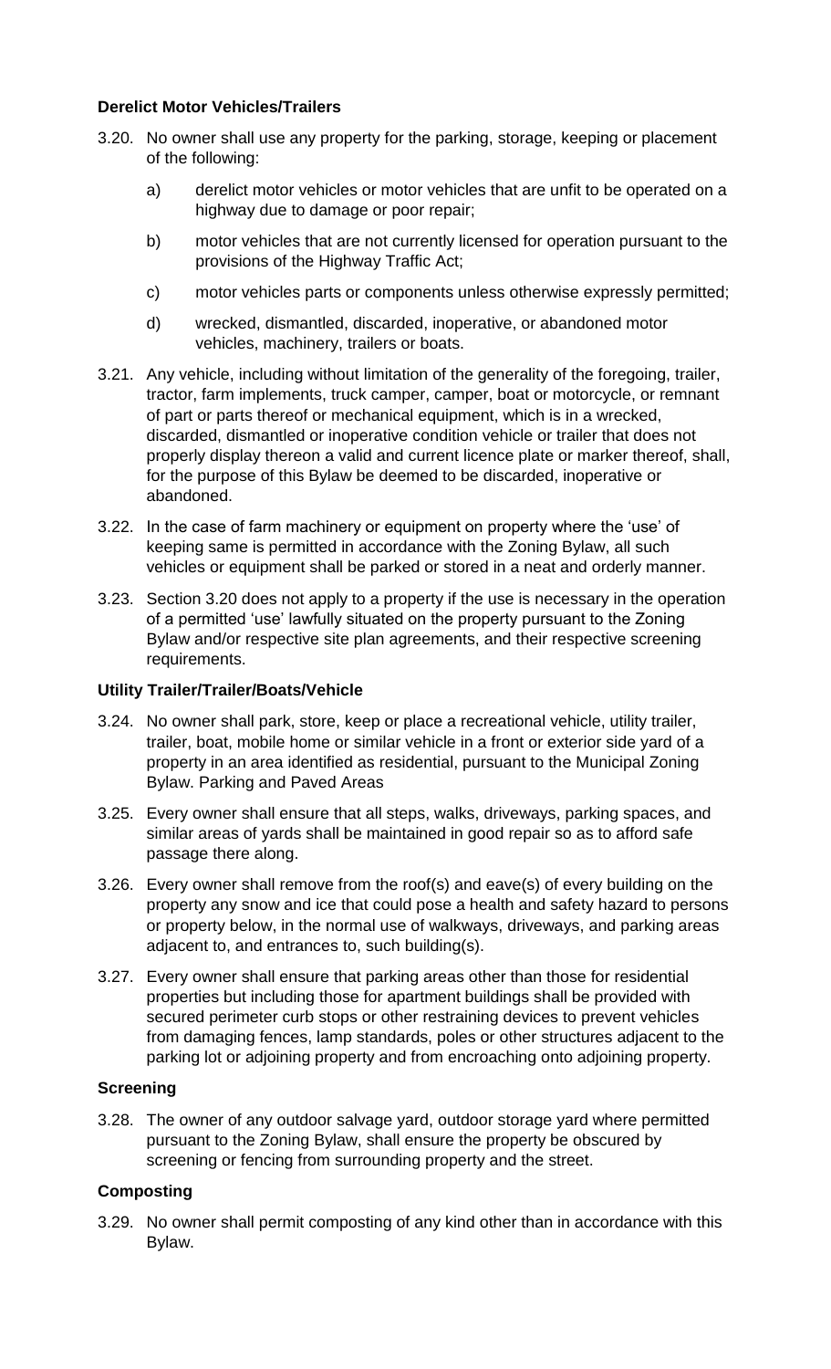**Derelict Motor Vehicles/Trailers**

3.20. No owner shall use any property for the parking, storage, keeping or placement of the following:

   a) derelict motor vehicles or motor vehicles that are unfit to be operated on a highway due to damage or poor repair;

   b) motor vehicles that are not currently licensed for operation pursuant to the provisions of the Highway Traffic Act;

   c) motor vehicles parts or components unless otherwise expressly permitted;

   d) wrecked, dismantled, discarded, inoperative, or abandoned motor vehicles, machinery, trailers or boats.

3.21. Any vehicle, including without limitation of the generality of the foregoing, trailer, tractor, farm implements, truck camper, camper, boat or motorcycle, or remnant of part or parts thereof or mechanical equipment, which is in a wrecked, discarded, dismantled or inoperative condition vehicle or trailer that does not properly display thereon a valid and current licence plate or marker thereof, shall, for the purpose of this Bylaw be deemed to be discarded, inoperative or abandoned.

3.22. In the case of farm machinery or equipment on property where the 'use' of keeping same is permitted in accordance with the Zoning Bylaw, all such vehicles or equipment shall be parked or stored in a neat and orderly manner.

3.23. Section 3.20 does not apply to a property if the use is necessary in the operation of a permitted 'use' lawfully situated on the property pursuant to the Zoning Bylaw and/or respective site plan agreements, and their respective screening requirements.

**Utility Trailer/Trailer/Boats/Vehicle**

3.24. No owner shall park, store, keep or place a recreational vehicle, utility trailer, trailer, boat, mobile home or similar vehicle in a front or exterior side yard of a property in an area identified as residential, pursuant to the Municipal Zoning Bylaw. Parking and Paved Areas

3.25. Every owner shall ensure that all steps, walks, driveways, parking spaces, and similar areas of yards shall be maintained in good repair so as to afford safe passage there along.

3.26. Every owner shall remove from the roof(s) and eave(s) of every building on the property any snow and ice that could pose a health and safety hazard to persons or property below, in the normal use of walkways, driveways, and parking areas adjacent to, and entrances to, such building(s).

3.27. Every owner shall ensure that parking areas other than those for residential properties but including those for apartment buildings shall be provided with secured perimeter curb stops or other restraining devices to prevent vehicles from damaging fences, lamp standards, poles or other structures adjacent to the parking lot or adjoining property and from encroaching onto adjoining property.

**Screening**

3.28. The owner of any outdoor salvage yard, outdoor storage yard where permitted pursuant to the Zoning Bylaw, shall ensure the property be obscured by screening or fencing from surrounding property and the street.

**Composting**

3.29. No owner shall permit composting of any kind other than in accordance with this Bylaw.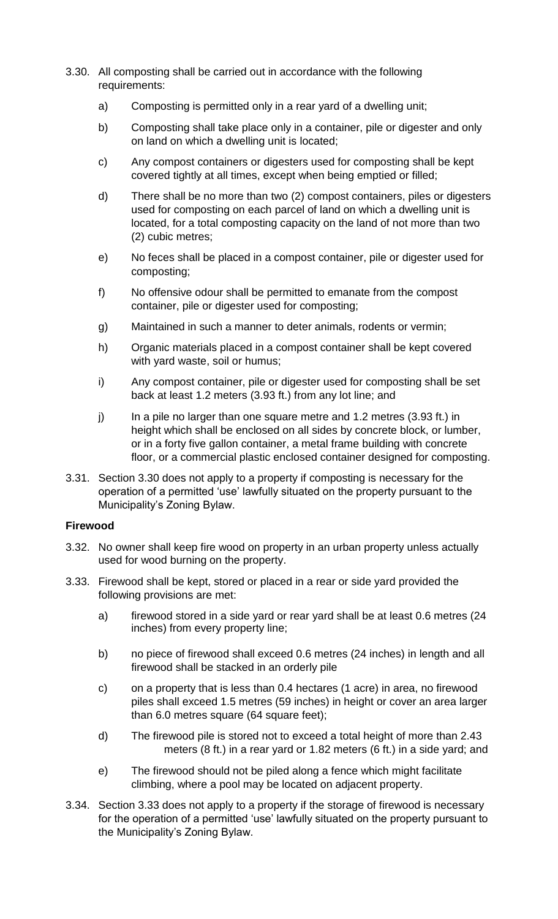3.30. All composting shall be carried out in accordance with the following requirements:

   a) Composting is permitted only in a rear yard of a dwelling unit;

   b) Composting shall take place only in a container, pile or digester and only on land on which a dwelling unit is located;

   c) Any compost containers or digesters used for composting shall be kept covered tightly at all times, except when being emptied or filled;

   d) There shall be no more than two (2) compost containers, piles or digesters used for composting on each parcel of land on which a dwelling unit is located, for a total composting capacity on the land of not more than two (2) cubic metres;

   e) No feces shall be placed in a compost container, pile or digester used for composting;

   f) No offensive odour shall be permitted to emanate from the compost container, pile or digester used for composting;

   g) Maintained in such a manner to deter animals, rodents or vermin;

   h) Organic materials placed in a compost container shall be kept covered with yard waste, soil or humus;

   i) Any compost container, pile or digester used for composting shall be set back at least 1.2 meters (3.93 ft.) from any lot line; and

   j) In a pile no larger than one square metre and 1.2 metres (3.93 ft.) in height which shall be enclosed on all sides by concrete block, or lumber, or in a forty five gallon container, a metal frame building with concrete floor, or a commercial plastic enclosed container designed for composting.

3.31. Section 3.30 does not apply to a property if composting is necessary for the operation of a permitted 'use' lawfully situated on the property pursuant to the Municipality's Zoning Bylaw.

**Firewood**

3.32. No owner shall keep fire wood on property in an urban property unless actually used for wood burning on the property.

3.33. Firewood shall be kept, stored or placed in a rear or side yard provided the following provisions are met:

   a) firewood stored in a side yard or rear yard shall be at least 0.6 metres (24 inches) from every property line;

   b) no piece of firewood shall exceed 0.6 metres (24 inches) in length and all firewood shall be stacked in an orderly pile

   c) on a property that is less than 0.4 hectares (1 acre) in area, no firewood piles shall exceed 1.5 metres (59 inches) in height or cover an area larger than 6.0 metres square (64 square feet);

   d) The firewood pile is stored not to exceed a total height of more than 2.43 meters (8 ft.) in a rear yard or 1.82 meters (6 ft.) in a side yard; and

   e) The firewood should not be piled along a fence which might facilitate climbing, where a pool may be located on adjacent property.

3.34. Section 3.33 does not apply to a property if the storage of firewood is necessary for the operation of a permitted 'use' lawfully situated on the property pursuant to the Municipality's Zoning Bylaw.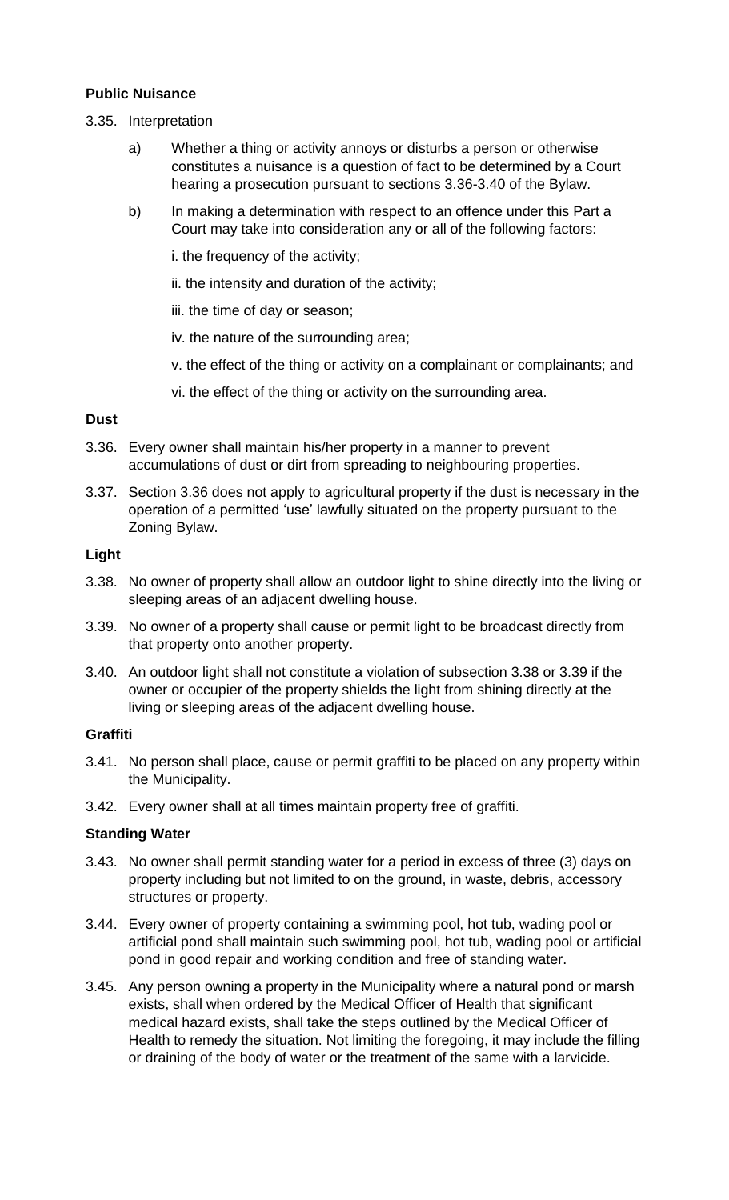**Public Nuisance**

3.35. Interpretation

a) Whether a thing or activity annoys or disturbs a person or otherwise constitutes a nuisance is a question of fact to be determined by a Court hearing a prosecution pursuant to sections 3.36-3.40 of the Bylaw.

b) In making a determination with respect to an offence under this Part a Court may take into consideration any or all of the following factors:

i. the frequency of the activity;

ii. the intensity and duration of the activity;

iii. the time of day or season;

iv. the nature of the surrounding area;

v. the effect of the thing or activity on a complainant or complainants; and

vi. the effect of the thing or activity on the surrounding area.

**Dust**

3.36. Every owner shall maintain his/her property in a manner to prevent accumulations of dust or dirt from spreading to neighbouring properties.

3.37. Section 3.36 does not apply to agricultural property if the dust is necessary in the operation of a permitted 'use' lawfully situated on the property pursuant to the Zoning Bylaw.

**Light**

3.38. No owner of property shall allow an outdoor light to shine directly into the living or sleeping areas of an adjacent dwelling house.

3.39. No owner of a property shall cause or permit light to be broadcast directly from that property onto another property.

3.40. An outdoor light shall not constitute a violation of subsection 3.38 or 3.39 if the owner or occupier of the property shields the light from shining directly at the living or sleeping areas of the adjacent dwelling house.

**Graffiti**

3.41. No person shall place, cause or permit graffiti to be placed on any property within the Municipality.

3.42. Every owner shall at all times maintain property free of graffiti.

**Standing Water**

3.43. No owner shall permit standing water for a period in excess of three (3) days on property including but not limited to on the ground, in waste, debris, accessory structures or property.

3.44. Every owner of property containing a swimming pool, hot tub, wading pool or artificial pond shall maintain such swimming pool, hot tub, wading pool or artificial pond in good repair and working condition and free of standing water.

3.45. Any person owning a property in the Municipality where a natural pond or marsh exists, shall when ordered by the Medical Officer of Health that significant medical hazard exists, shall take the steps outlined by the Medical Officer of Health to remedy the situation. Not limiting the foregoing, it may include the filling or draining of the body of water or the treatment of the same with a larvicide.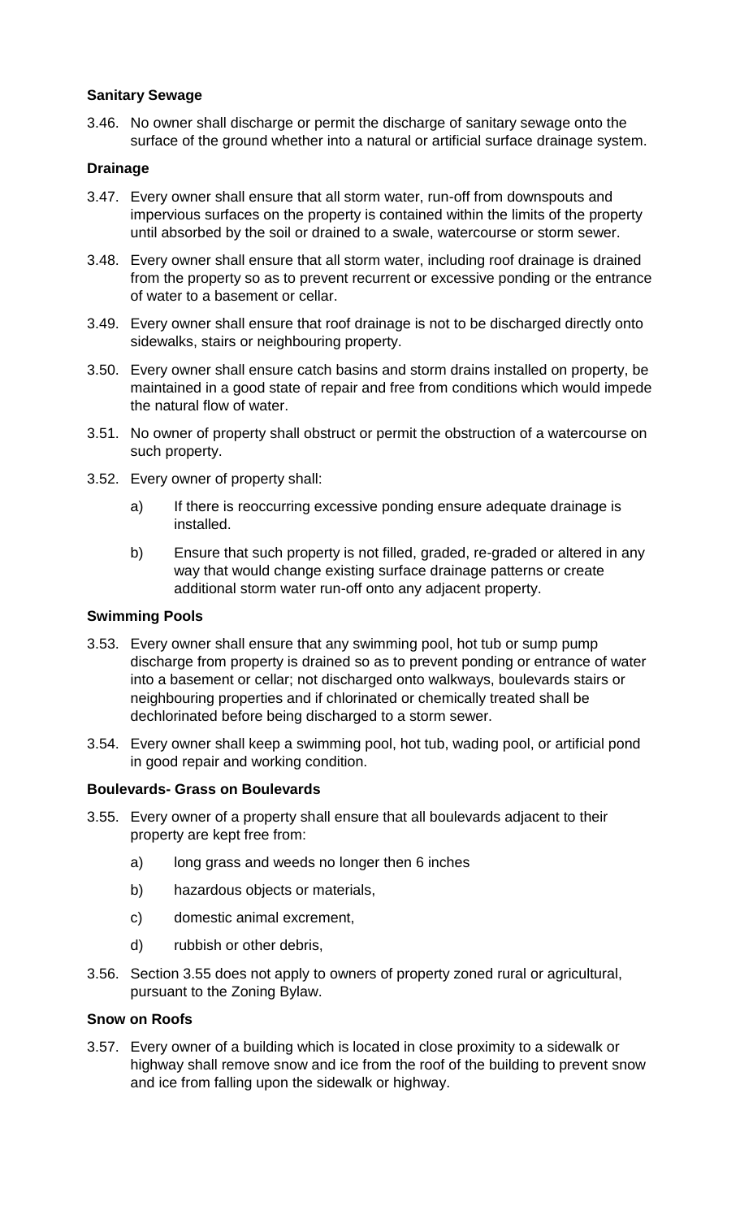### Sanitary Sewage

3.46. No owner shall discharge or permit the discharge of sanitary sewage onto the surface of the ground whether into a natural or artificial surface drainage system.

### Drainage

3.47. Every owner shall ensure that all storm water, run-off from downspouts and impervious surfaces on the property is contained within the limits of the property until absorbed by the soil or drained to a swale, watercourse or storm sewer.

3.48. Every owner shall ensure that all storm water, including roof drainage is drained from the property so as to prevent recurrent or excessive ponding or the entrance of water to a basement or cellar.

3.49. Every owner shall ensure that roof drainage is not to be discharged directly onto sidewalks, stairs or neighbouring property.

3.50. Every owner shall ensure catch basins and storm drains installed on property, be maintained in a good state of repair and free from conditions which would impede the natural flow of water.

3.51. No owner of property shall obstruct or permit the obstruction of a watercourse on such property.

3.52. Every owner of property shall:

a) If there is reoccurring excessive ponding ensure adequate drainage is installed.

b) Ensure that such property is not filled, graded, re-graded or altered in any way that would change existing surface drainage patterns or create additional storm water run-off onto any adjacent property.

### Swimming Pools

3.53. Every owner shall ensure that any swimming pool, hot tub or sump pump discharge from property is drained so as to prevent ponding or entrance of water into a basement or cellar; not discharged onto walkways, boulevards stairs or neighbouring properties and if chlorinated or chemically treated shall be dechlorinated before being discharged to a storm sewer.

3.54. Every owner shall keep a swimming pool, hot tub, wading pool, or artificial pond in good repair and working condition.

### Boulevards- Grass on Boulevards

3.55. Every owner of a property shall ensure that all boulevards adjacent to their property are kept free from:

a) long grass and weeds no longer then 6 inches

b) hazardous objects or materials,

c) domestic animal excrement,

d) rubbish or other debris,

3.56. Section 3.55 does not apply to owners of property zoned rural or agricultural, pursuant to the Zoning Bylaw.

### Snow on Roofs

3.57. Every owner of a building which is located in close proximity to a sidewalk or highway shall remove snow and ice from the roof of the building to prevent snow and ice from falling upon the sidewalk or highway.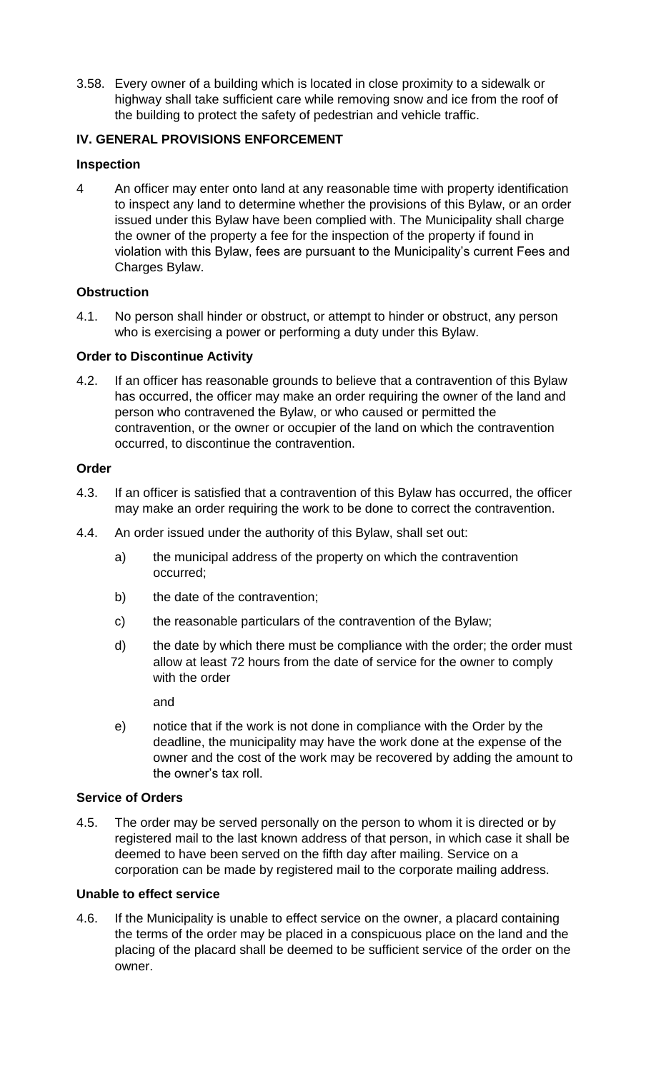3.58. Every owner of a building which is located in close proximity to a sidewalk or highway shall take sufficient care while removing snow and ice from the roof of the building to protect the safety of pedestrian and vehicle traffic.

## IV. GENERAL PROVISIONS ENFORCEMENT

### Inspection

4 An officer may enter onto land at any reasonable time with property identification to inspect any land to determine whether the provisions of this Bylaw, or an order issued under this Bylaw have been complied with. The Municipality shall charge the owner of the property a fee for the inspection of the property if found in violation with this Bylaw, fees are pursuant to the Municipality's current Fees and Charges Bylaw.

### Obstruction

4.1. No person shall hinder or obstruct, or attempt to hinder or obstruct, any person who is exercising a power or performing a duty under this Bylaw.

### Order to Discontinue Activity

4.2. If an officer has reasonable grounds to believe that a contravention of this Bylaw has occurred, the officer may make an order requiring the owner of the land and person who contravened the Bylaw, or who caused or permitted the contravention, or the owner or occupier of the land on which the contravention occurred, to discontinue the contravention.

### Order

4.3. If an officer is satisfied that a contravention of this Bylaw has occurred, the officer may make an order requiring the work to be done to correct the contravention.

4.4. An order issued under the authority of this Bylaw, shall set out:

a) the municipal address of the property on which the contravention occurred;

b) the date of the contravention;

c) the reasonable particulars of the contravention of the Bylaw;

d) the date by which there must be compliance with the order; the order must allow at least 72 hours from the date of service for the owner to comply with the order

and

e) notice that if the work is not done in compliance with the Order by the deadline, the municipality may have the work done at the expense of the owner and the cost of the work may be recovered by adding the amount to the owner's tax roll.

### Service of Orders

4.5. The order may be served personally on the person to whom it is directed or by registered mail to the last known address of that person, in which case it shall be deemed to have been served on the fifth day after mailing. Service on a corporation can be made by registered mail to the corporate mailing address.

### Unable to effect service

4.6. If the Municipality is unable to effect service on the owner, a placard containing the terms of the order may be placed in a conspicuous place on the land and the placing of the placard shall be deemed to be sufficient service of the order on the owner.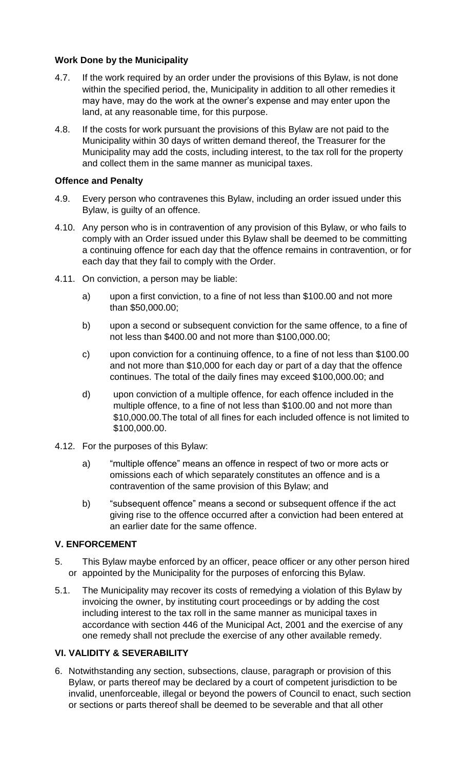**Work Done by the Municipality**

4.7. If the work required by an order under the provisions of this Bylaw, is not done within the specified period, the, Municipality in addition to all other remedies it may have, may do the work at the owner's expense and may enter upon the land, at any reasonable time, for this purpose.

4.8. If the costs for work pursuant the provisions of this Bylaw are not paid to the Municipality within 30 days of written demand thereof, the Treasurer for the Municipality may add the costs, including interest, to the tax roll for the property and collect them in the same manner as municipal taxes.

**Offence and Penalty**

4.9. Every person who contravenes this Bylaw, including an order issued under this Bylaw, is guilty of an offence.

4.10. Any person who is in contravention of any provision of this Bylaw, or who fails to comply with an Order issued under this Bylaw shall be deemed to be committing a continuing offence for each day that the offence remains in contravention, or for each day that they fail to comply with the Order.

4.11. On conviction, a person may be liable:

a) upon a first conviction, to a fine of not less than \$100.00 and not more than \$50,000.00;

b) upon a second or subsequent conviction for the same offence, to a fine of not less than \$400.00 and not more than \$100,000.00;

c) upon conviction for a continuing offence, to a fine of not less than \$100.00 and not more than \$10,000 for each day or part of a day that the offence continues. The total of the daily fines may exceed \$100,000.00; and

d) upon conviction of a multiple offence, for each offence included in the multiple offence, to a fine of not less than \$100.00 and not more than \$10,000.00.The total of all fines for each included offence is not limited to \$100,000.00.

4.12. For the purposes of this Bylaw:

a) "multiple offence" means an offence in respect of two or more acts or omissions each of which separately constitutes an offence and is a contravention of the same provision of this Bylaw; and

b) "subsequent offence" means a second or subsequent offence if the act giving rise to the offence occurred after a conviction had been entered at an earlier date for the same offence.

**V. ENFORCEMENT**

5. This Bylaw maybe enforced by an officer, peace officer or any other person hired or appointed by the Municipality for the purposes of enforcing this Bylaw.

5.1. The Municipality may recover its costs of remedying a violation of this Bylaw by invoicing the owner, by instituting court proceedings or by adding the cost including interest to the tax roll in the same manner as municipal taxes in accordance with section 446 of the Municipal Act, 2001 and the exercise of any one remedy shall not preclude the exercise of any other available remedy.

**VI. VALIDITY & SEVERABILITY**

6. Notwithstanding any section, subsections, clause, paragraph or provision of this Bylaw, or parts thereof may be declared by a court of competent jurisdiction to be invalid, unenforceable, illegal or beyond the powers of Council to enact, such section or sections or parts thereof shall be deemed to be severable and that all other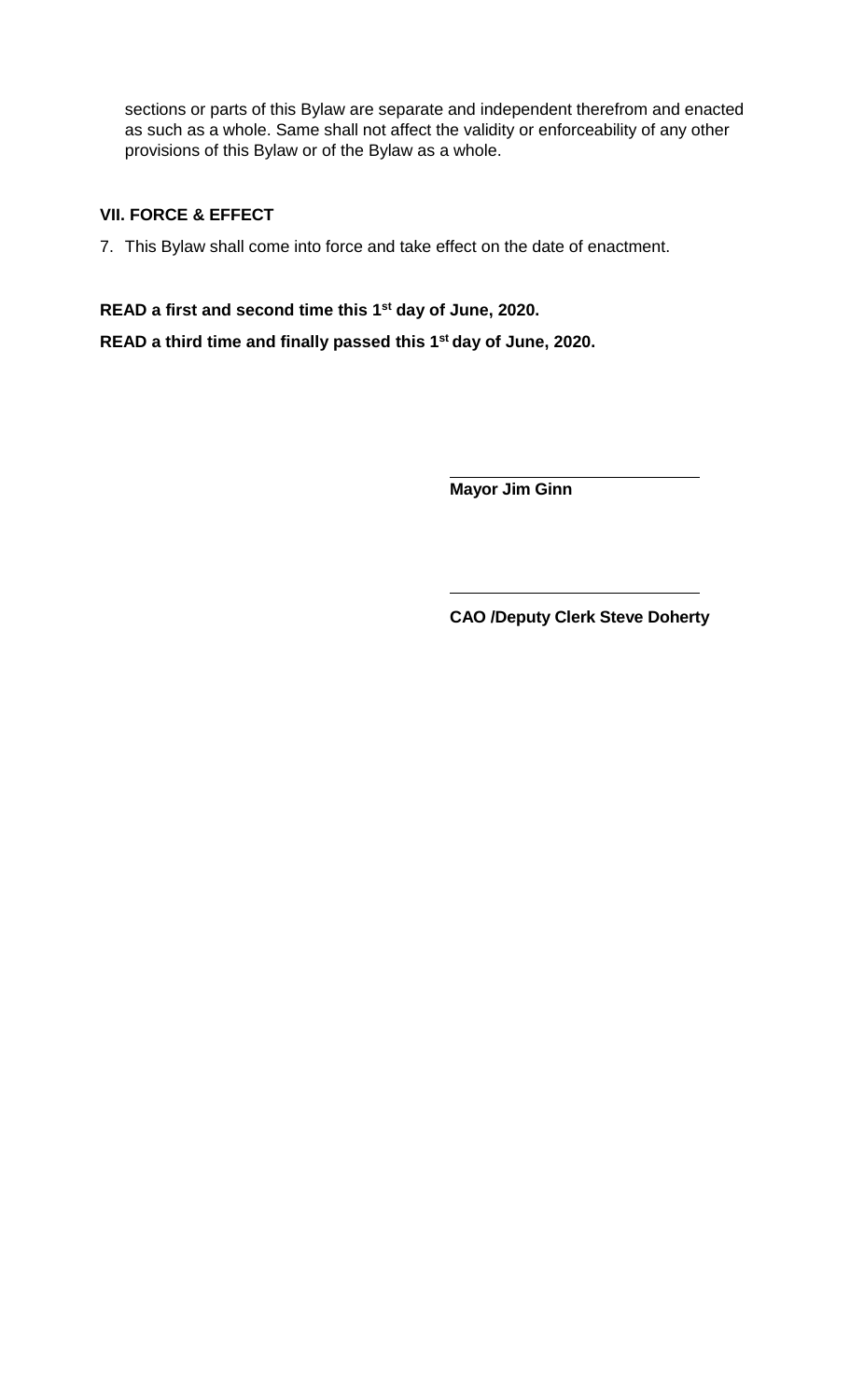sections or parts of this Bylaw are separate and independent therefrom and enacted as such as a whole. Same shall not affect the validity or enforceability of any other provisions of this Bylaw or of the Bylaw as a whole.

**VII. FORCE & EFFECT**

7. This Bylaw shall come into force and take effect on the date of enactment.

**READ a first and second time this 1st day of June, 2020.**

**READ a third time and finally passed this 1st day of June, 2020.**

\_\_\_\_\_\_\_\_\_\_\_\_\_\_\_\_\_\_\_\_\_\_\_\_\_\_\_\_

**Mayor Jim Ginn**

\_\_\_\_\_\_\_\_\_\_\_\_\_\_\_\_\_\_\_\_\_\_\_\_\_\_\_\_

**CAO /Deputy Clerk Steve Doherty**